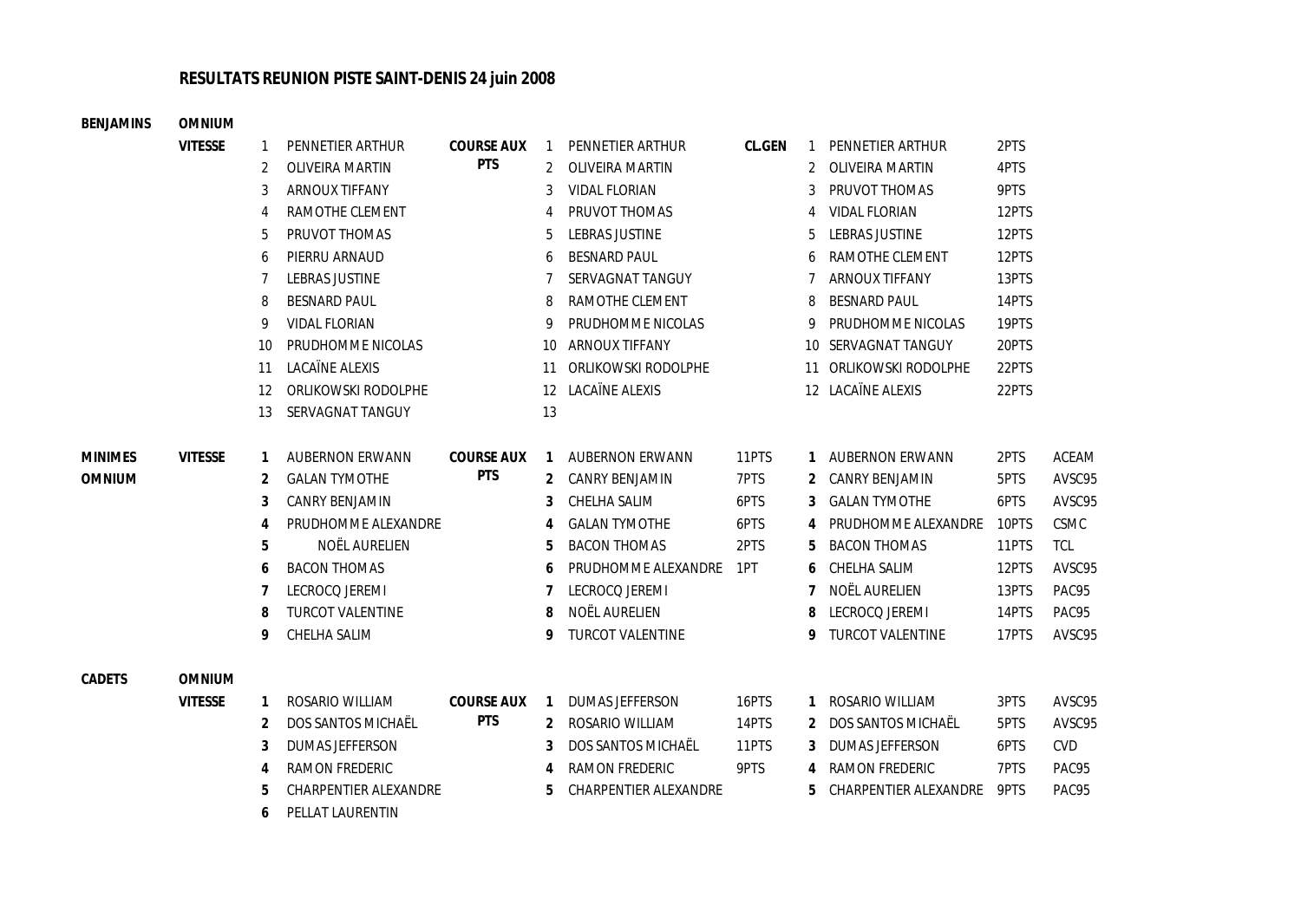**RESULTATS REUNION PISTE SAINT-DENIS 24 juin 2008**

## BENJAMINS — OMNIUM

| | VITESSE | | COURSE AUX PTS | | CL.GEN | | |
|---|---|---|---|---|---|---|---|
| 1 | PENNETIER ARTHUR | 1 | PENNETIER ARTHUR | | 1 | PENNETIER ARTHUR | 2PTS |
| 2 | OLIVEIRA MARTIN | 2 | OLIVEIRA MARTIN | | 2 | OLIVEIRA MARTIN | 4PTS |
| 3 | ARNOUX TIFFANY | 3 | VIDAL FLORIAN | | 3 | PRUVOT THOMAS | 9PTS |
| 4 | RAMOTHE CLEMENT | 4 | PRUVOT THOMAS | | 4 | VIDAL FLORIAN | 12PTS |
| 5 | PRUVOT THOMAS | 5 | LEBRAS JUSTINE | | 5 | LEBRAS JUSTINE | 12PTS |
| 6 | PIERRU ARNAUD | 6 | BESNARD PAUL | | 6 | RAMOTHE CLEMENT | 12PTS |
| 7 | LEBRAS JUSTINE | 7 | SERVAGNAT TANGUY | | 7 | ARNOUX TIFFANY | 13PTS |
| 8 | BESNARD PAUL | 8 | RAMOTHE CLEMENT | | 8 | BESNARD PAUL | 14PTS |
| 9 | VIDAL FLORIAN | 9 | PRUDHOMME NICOLAS | | 9 | PRUDHOMME NICOLAS | 19PTS |
| 10 | PRUDHOMME NICOLAS | 10 | ARNOUX TIFFANY | | 10 | SERVAGNAT TANGUY | 20PTS |
| 11 | LACAÏNE ALEXIS | 11 | ORLIKOWSKI RODOLPHE | | 11 | ORLIKOWSKI RODOLPHE | 22PTS |
| 12 | ORLIKOWSKI RODOLPHE | 12 | LACAÏNE ALEXIS | | 12 | LACAÏNE ALEXIS | 22PTS |
| 13 | SERVAGNAT TANGUY | 13 | | | | | |

## MINIMES OMNIUM

| | VITESSE | | COURSE AUX PTS | | | | | |
|---|---|---|---|---|---|---|---|---|
| 1 | AUBERNON ERWANN | 1 | AUBERNON ERWANN | 11PTS | 1 | AUBERNON ERWANN | 2PTS | ACEAM |
| 2 | GALAN TYMOTHE | 2 | CANRY BENJAMIN | 7PTS | 2 | CANRY BENJAMIN | 5PTS | AVSC95 |
| 3 | CANRY BENJAMIN | 3 | CHELHA SALIM | 6PTS | 3 | GALAN TYMOTHE | 6PTS | AVSC95 |
| 4 | PRUDHOMME ALEXANDRE | 4 | GALAN TYMOTHE | 6PTS | 4 | PRUDHOMME ALEXANDRE | 10PTS | CSMC |
| 5 | NOËL AURELIEN | 5 | BACON THOMAS | 2PTS | 5 | BACON THOMAS | 11PTS | TCL |
| 6 | BACON THOMAS | 6 | PRUDHOMME ALEXANDRE | 1PT | 6 | CHELHA SALIM | 12PTS | AVSC95 |
| 7 | LECROCQ JEREMI | 7 | LECROCQ JEREMI | | 7 | NOËL AURELIEN | 13PTS | PAC95 |
| 8 | TURCOT VALENTINE | 8 | NOËL AURELIEN | | 8 | LECROCQ JEREMI | 14PTS | PAC95 |
| 9 | CHELHA SALIM | 9 | TURCOT VALENTINE | | 9 | TURCOT VALENTINE | 17PTS | AVSC95 |

## CADETS — OMNIUM

| | VITESSE | | COURSE AUX PTS | | | | | |
|---|---|---|---|---|---|---|---|---|
| 1 | ROSARIO WILLIAM | 1 | DUMAS JEFFERSON | 16PTS | 1 | ROSARIO WILLIAM | 3PTS | AVSC95 |
| 2 | DOS SANTOS MICHAËL | 2 | ROSARIO WILLIAM | 14PTS | 2 | DOS SANTOS MICHAËL | 5PTS | AVSC95 |
| 3 | DUMAS JEFFERSON | 3 | DOS SANTOS MICHAËL | 11PTS | 3 | DUMAS JEFFERSON | 6PTS | CVD |
| 4 | RAMON FREDERIC | 4 | RAMON FREDERIC | 9PTS | 4 | RAMON FREDERIC | 7PTS | PAC95 |
| 5 | CHARPENTIER ALEXANDRE | 5 | CHARPENTIER ALEXANDRE | | 5 | CHARPENTIER ALEXANDRE | 9PTS | PAC95 |
| 6 | PELLAT LAURENTIN | | | | | | | |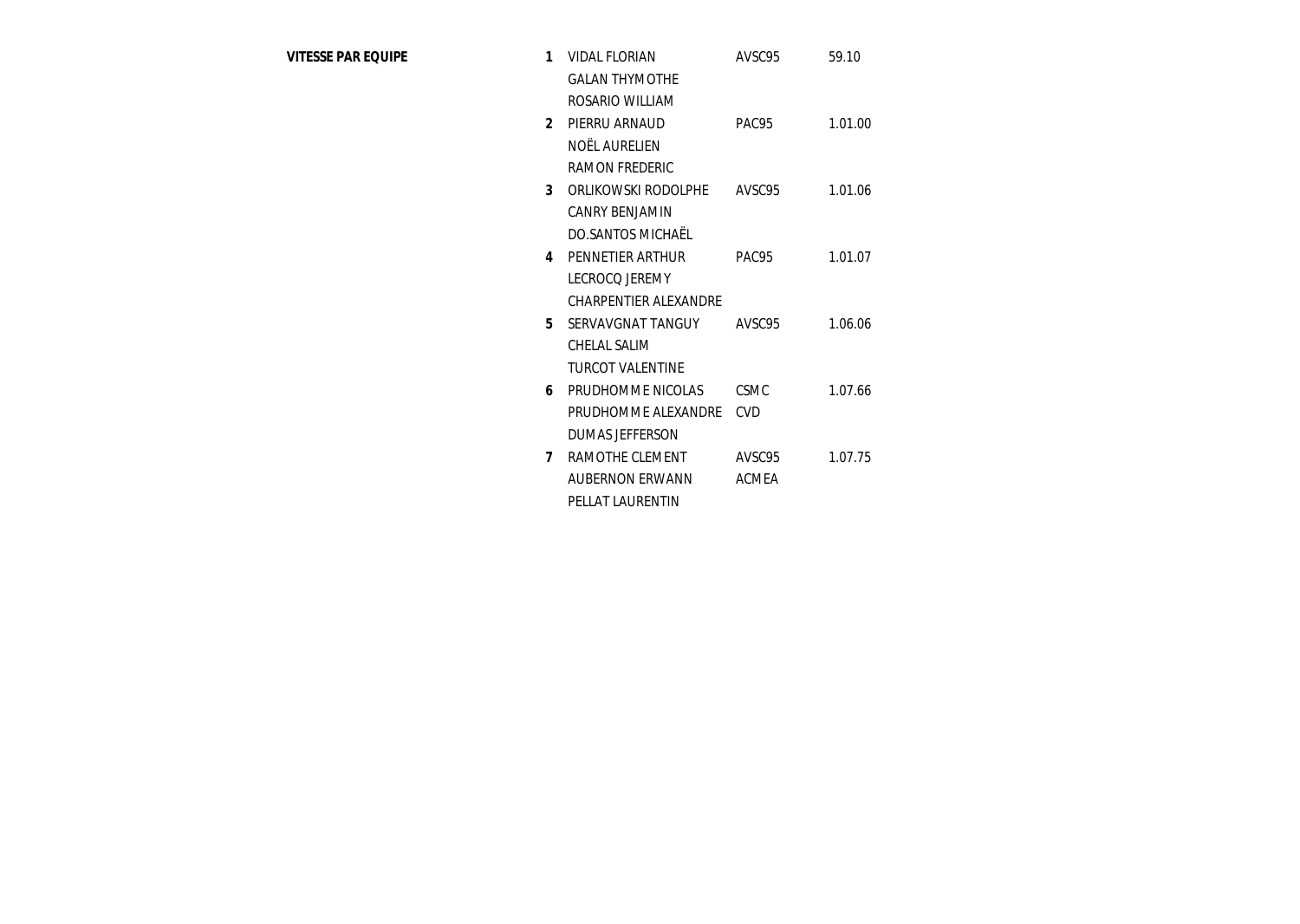**VITESSE PAR EQUIPE**

| | | | |
|---|---|---|---|
| **1** | VIDAL FLORIAN | AVSC95 | 59.10 |
| | GALAN THYMOTHE | | |
| | ROSARIO WILLIAM | | |
| **2** | PIERRU ARNAUD | PAC95 | 1.01.00 |
| | NOËL AURELIEN | | |
| | RAMON FREDERIC | | |
| **3** | ORLIKOWSKI RODOLPHE | AVSC95 | 1.01.06 |
| | CANRY BENJAMIN | | |
| | DO.SANTOS MICHAËL | | |
| **4** | PENNETIER ARTHUR | PAC95 | 1.01.07 |
| | LECROCQ JEREMY | | |
| | CHARPENTIER ALEXANDRE | | |
| **5** | SERVAVGNAT TANGUY | AVSC95 | 1.06.06 |
| | CHELAL SALIM | | |
| | TURCOT VALENTINE | | |
| **6** | PRUDHOMME NICOLAS | CSMC | 1.07.66 |
| | PRUDHOMME ALEXANDRE | CVD | |
| | DUMAS JEFFERSON | | |
| **7** | RAMOTHE CLEMENT | AVSC95 | 1.07.75 |
| | AUBERNON ERWANN | ACMEA | |
| | PELLAT LAURENTIN | | |